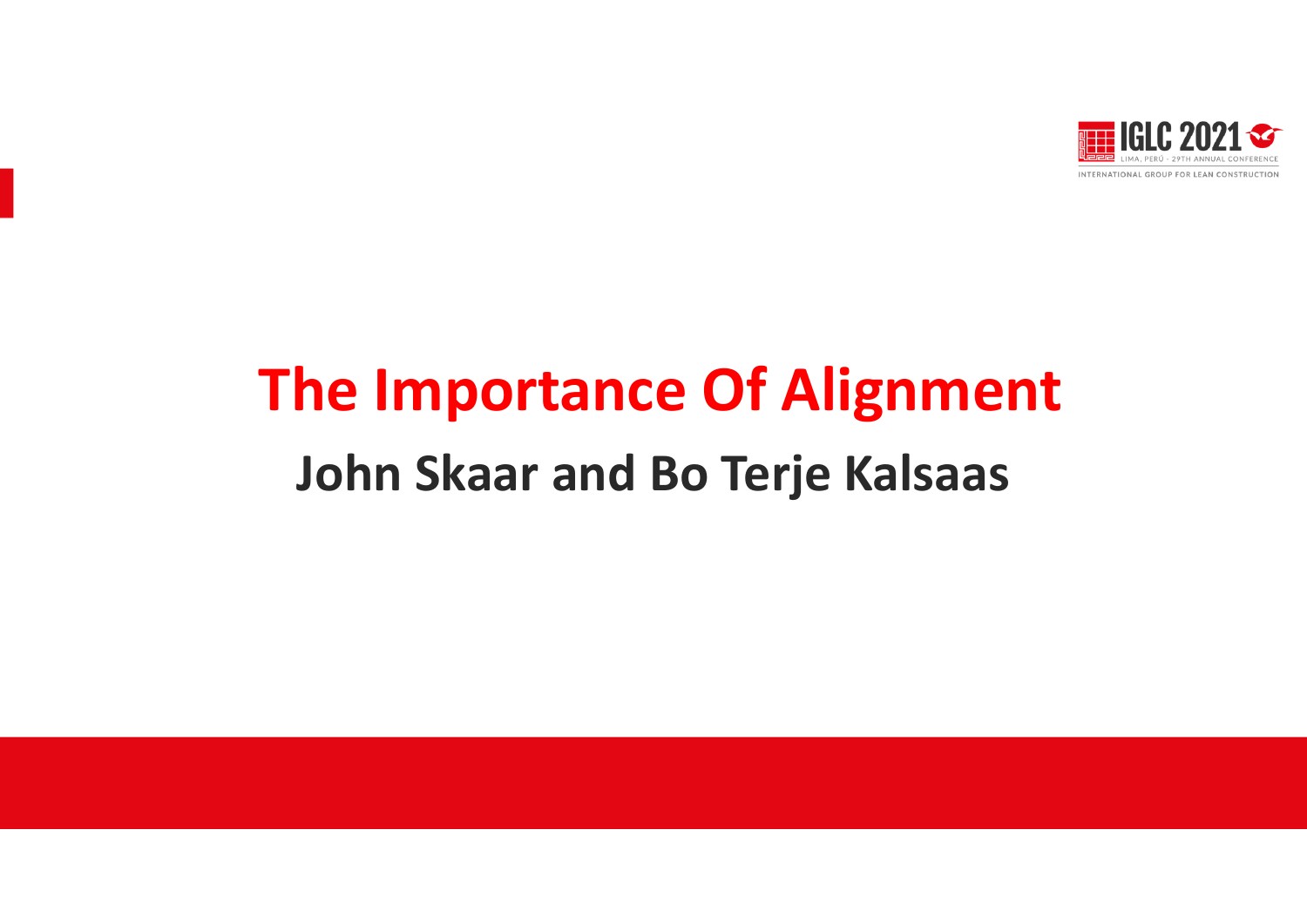# The Importance Of Alignment

**John Skaar and Bo Terje Kalsaas**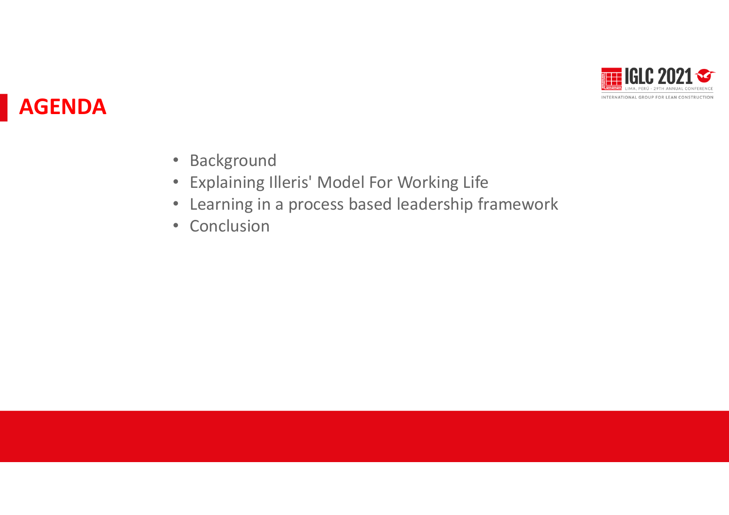# AGENDA

- Background
- Explaining Illeris' Model For Working Life
- Learning in a process based leadership framework
- Conclusion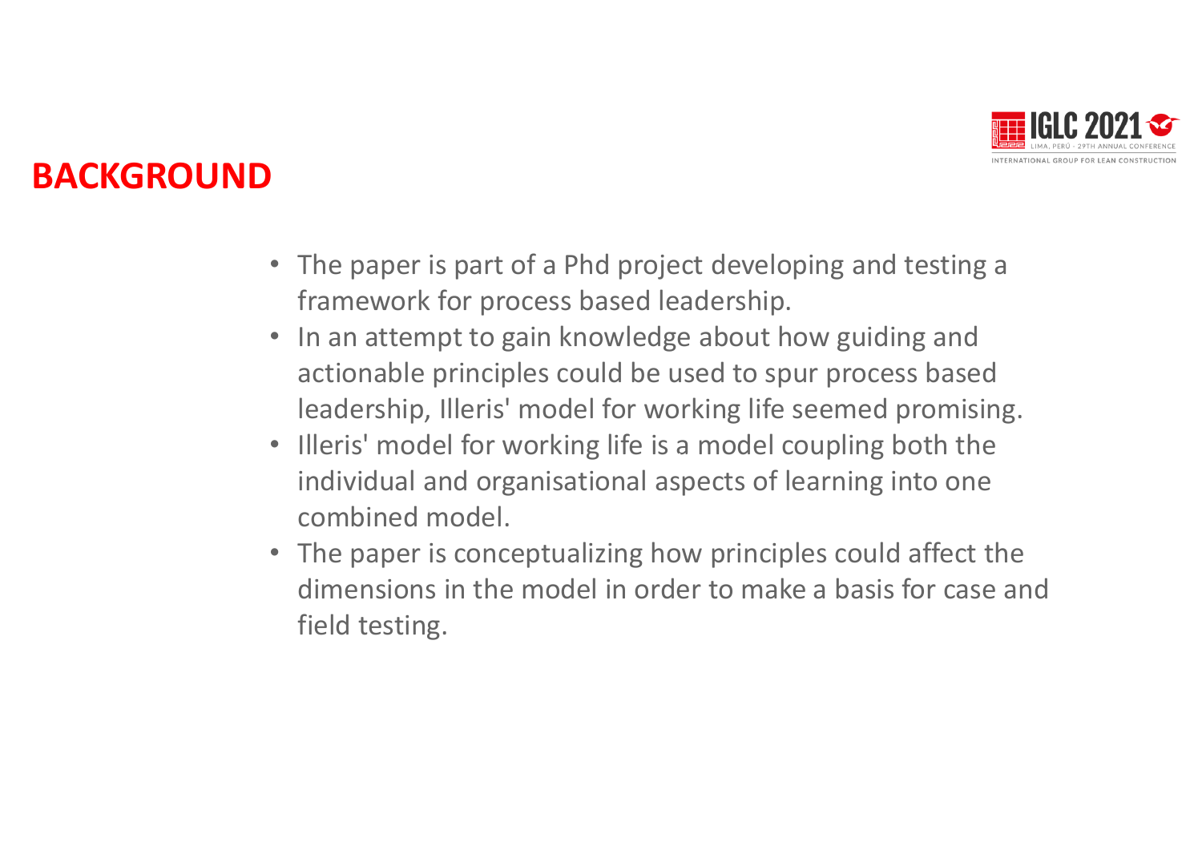# BACKGROUND

- The paper is part of a Phd project developing and testing a framework for process based leadership.
- In an attempt to gain knowledge about how guiding and actionable principles could be used to spur process based leadership, Illeris' model for working life seemed promising.
- Illeris' model for working life is a model coupling both the individual and organisational aspects of learning into one combined model.
- The paper is conceptualizing how principles could affect the dimensions in the model in order to make a basis for case and field testing.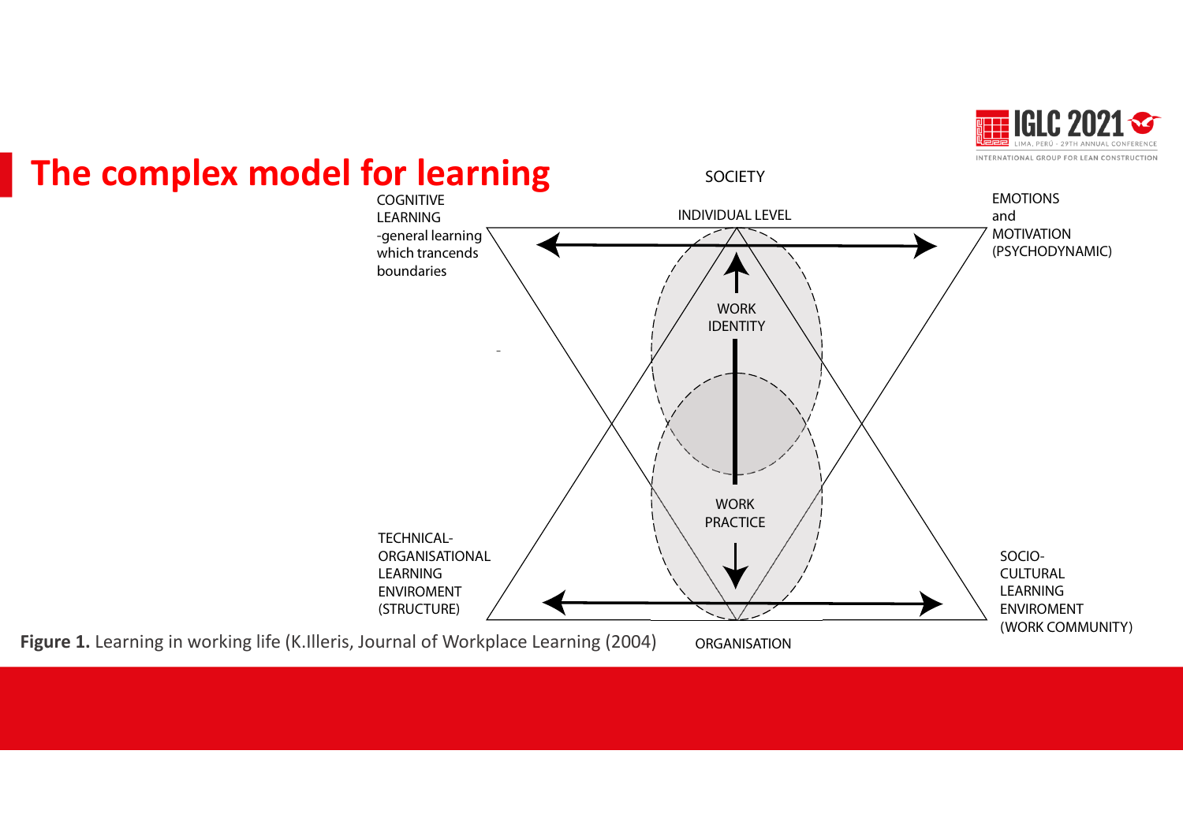# The complex model for learning

SOCIETY

COGNITIVE LEARNING -general learning which trancends boundaries

INDIVIDUAL LEVEL

EMOTIONS and MOTIVATION (PSYCHODYNAMIC)

WORK IDENTITY

WORK PRACTICE

TECHNICAL-ORGANISATIONAL LEARNING ENVIROMENT (STRUCTURE)

SOCIO-CULTURAL LEARNING ENVIROMENT (WORK COMMUNITY)

ORGANISATION

**Figure 1.** Learning in working life (K.Illeris, Journal of Workplace Learning (2004)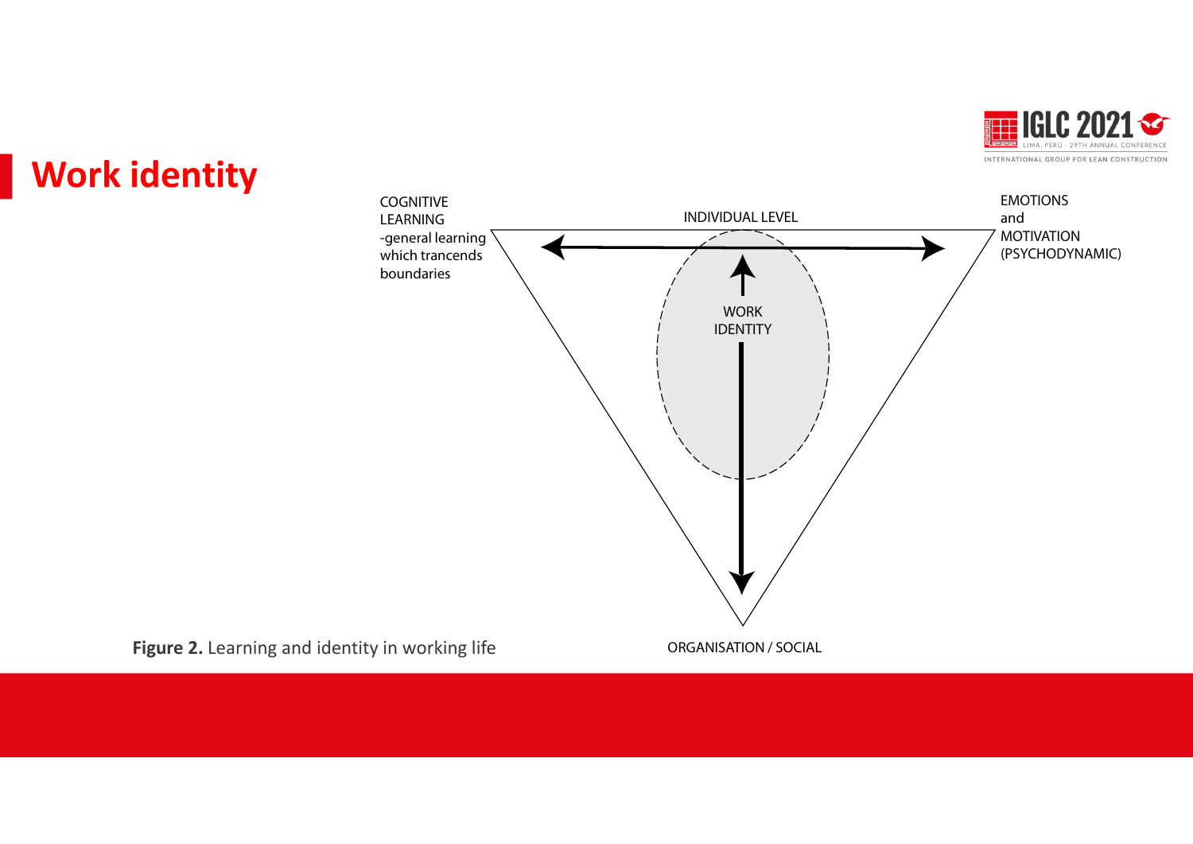# Work identity

COGNITIVE LEARNING -general learning which trancends boundaries

INDIVIDUAL LEVEL

EMOTIONS and MOTIVATION (PSYCHODYNAMIC)

WORK IDENTITY

ORGANISATION / SOCIAL

**Figure 2.** Learning and identity in working life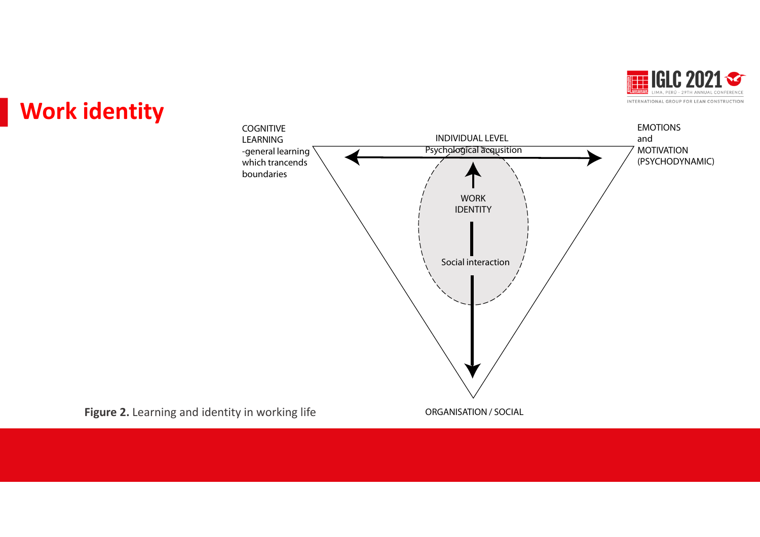# Work identity

COGNITIVE LEARNING -general learning which trancends boundaries

INDIVIDUAL LEVEL Psychological acqusition

EMOTIONS and MOTIVATION (PSYCHODYNAMIC)

WORK IDENTITY

Social interaction

ORGANISATION / SOCIAL

**Figure 2.** Learning and identity in working life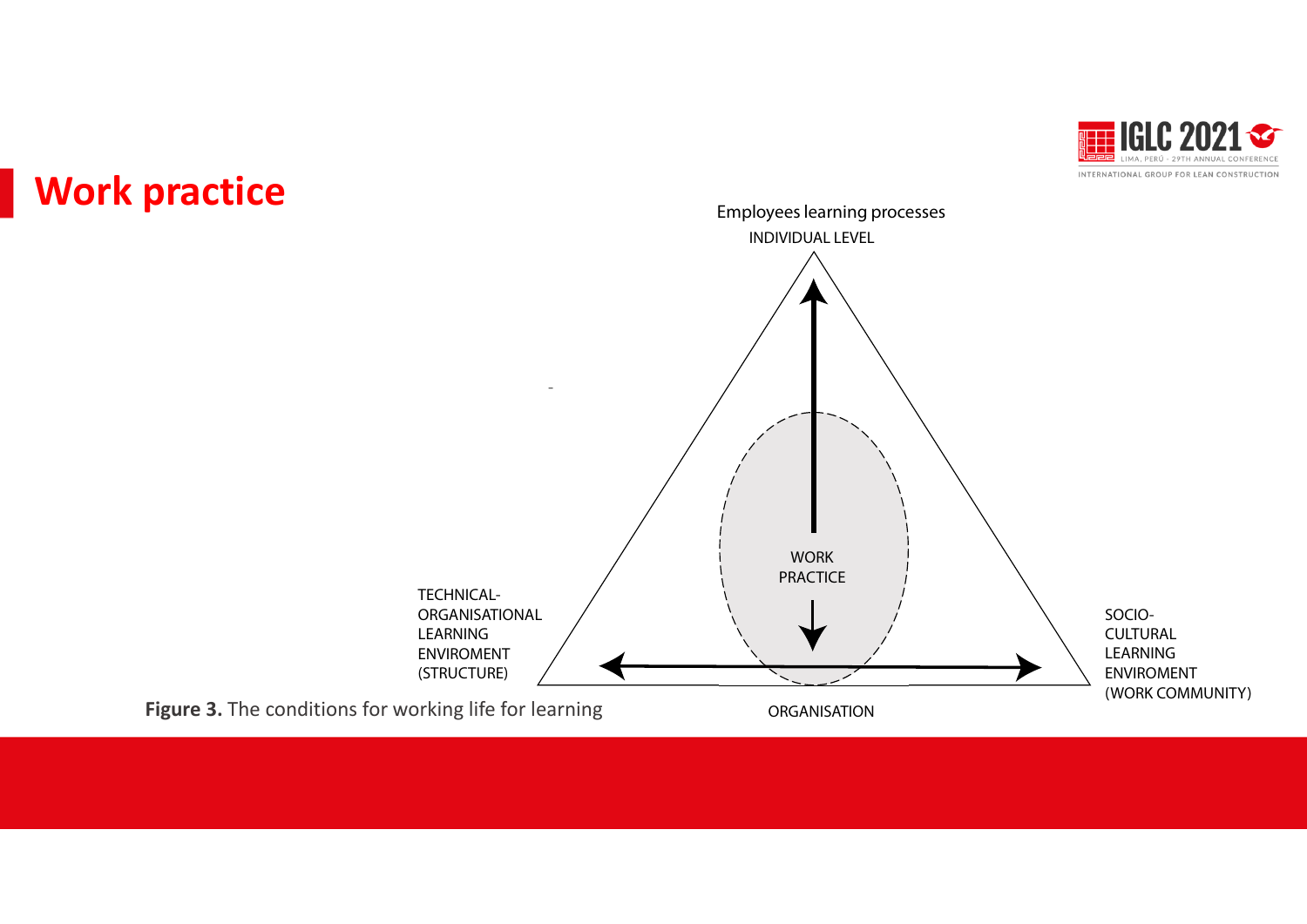# Work practice

Employees learning processes

INDIVIDUAL LEVEL

WORK PRACTICE

TECHNICAL-ORGANISATIONAL LEARNING ENVIROMENT (STRUCTURE)

SOCIO-CULTURAL LEARNING ENVIROMENT (WORK COMMUNITY)

ORGANISATION

**Figure 3.** The conditions for working life for learning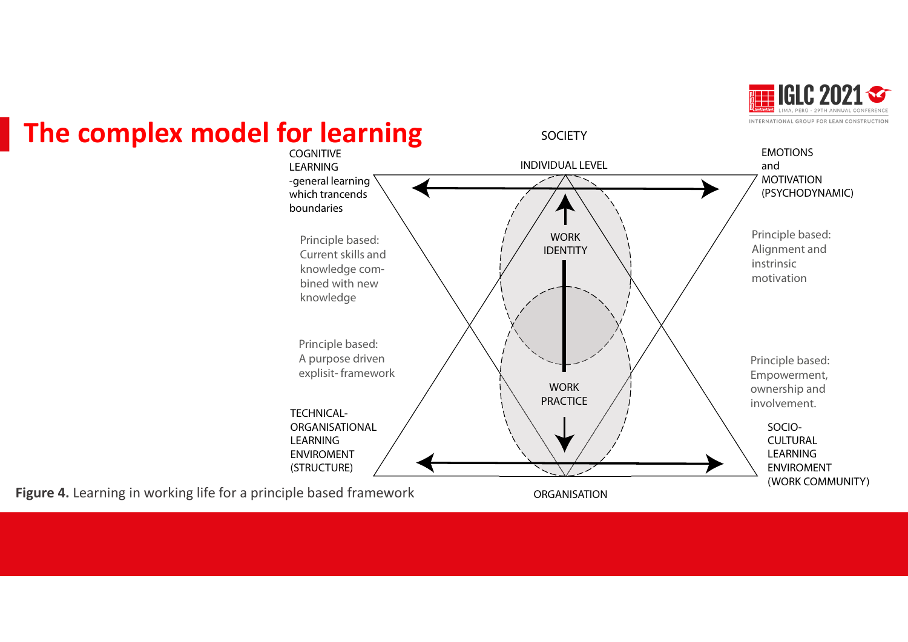# The complex model for learning

SOCIETY

INDIVIDUAL LEVEL

COGNITIVE LEARNING -general learning which trancends boundaries

EMOTIONS and MOTIVATION (PSYCHODYNAMIC)

Principle based: Current skills and knowledge com-bined with new knowledge

WORK IDENTITY

Principle based: Alignment and instrinsic motivation

Principle based: A purpose driven explisit- framework

WORK PRACTICE

Principle based: Empowerment, ownership and involvement.

TECHNICAL-ORGANISATIONAL LEARNING ENVIROMENT (STRUCTURE)

SOCIO-CULTURAL LEARNING ENVIROMENT (WORK COMMUNITY)

ORGANISATION

**Figure 4.** Learning in working life for a principle based framework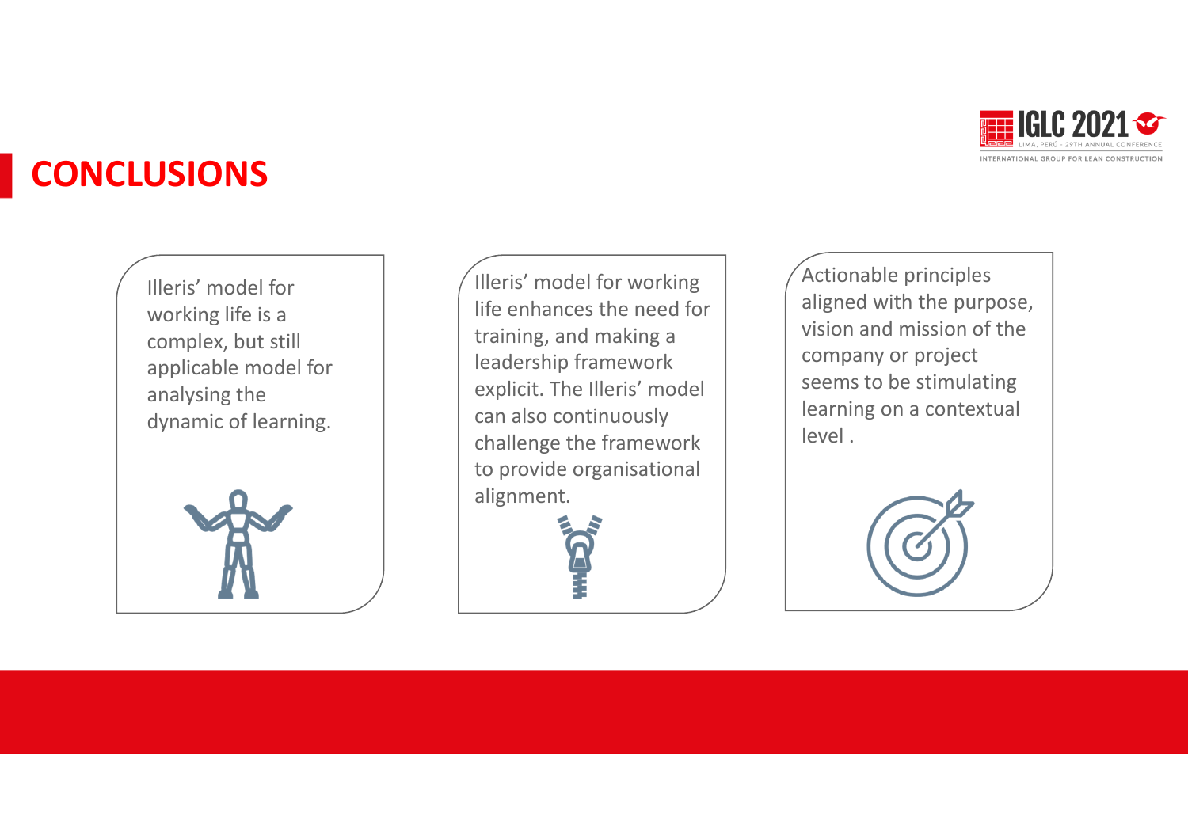# CONCLUSIONS

Illeris' model for working life is a complex, but still applicable model for analysing the dynamic of learning.

Illeris' model for working life enhances the need for training, and making a leadership framework explicit. The Illeris' model can also continuously challenge the framework to provide organisational alignment.

Actionable principles aligned with the purpose, vision and mission of the company or project seems to be stimulating learning on a contextual level .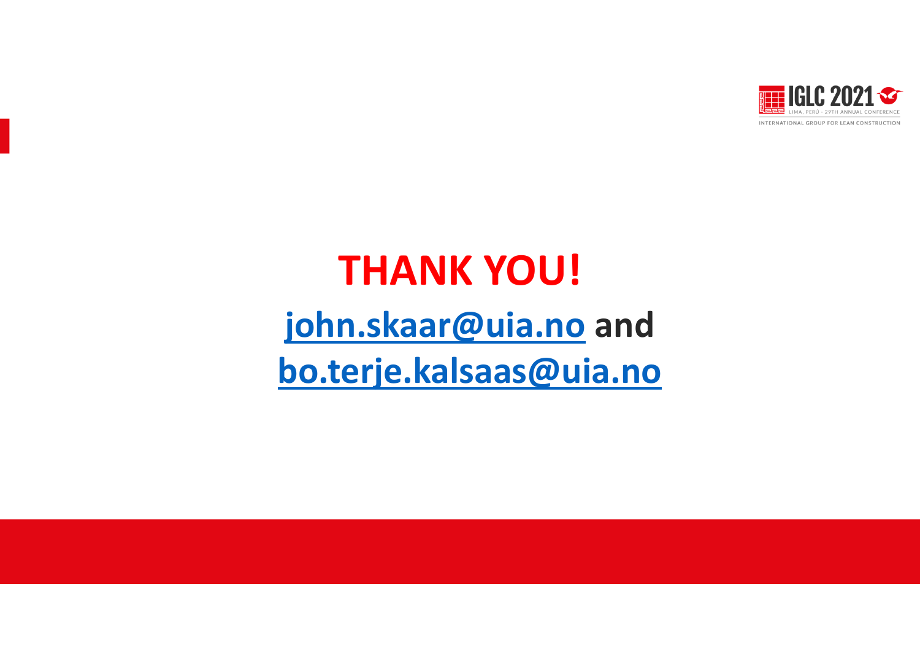# THANK YOU!

**john.skaar@uia.no and bo.terje.kalsaas@uia.no**